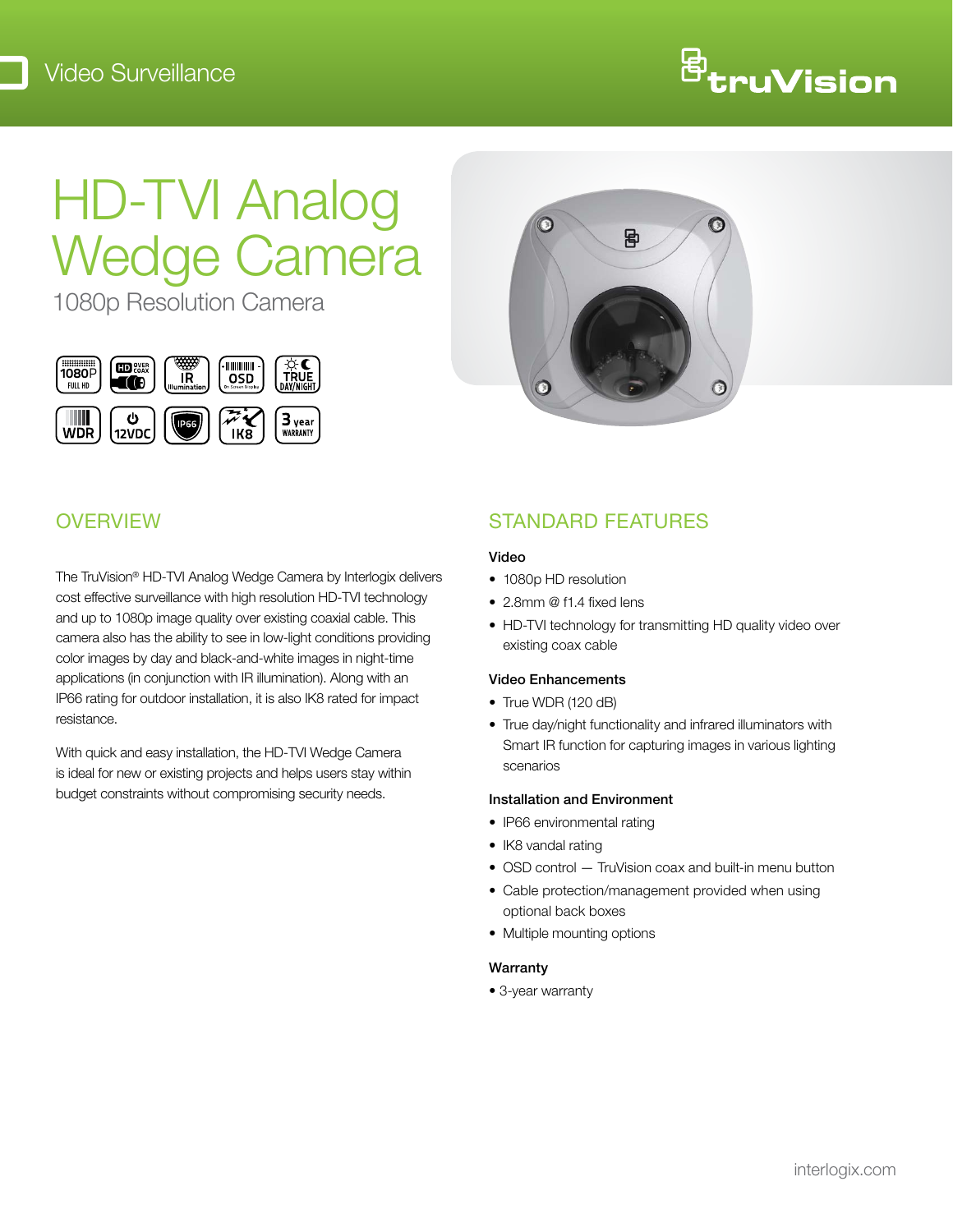Video Surveillance

truVision

# HD-TVI Analog Wedge Camera

## 1080p Resolution Camera

## OVERVIEW

The TruVision® HD-TVI Analog Wedge Camera by Interlogix delivers cost effective surveillance with high resolution HD-TVI technology and up to 1080p image quality over existing coaxial cable. This camera also has the ability to see in low-light conditions providing color images by day and black-and-white images in night-time applications (in conjunction with IR illumination). Along with an IP66 rating for outdoor installation, it is also IK8 rated for impact resistance.

With quick and easy installation, the HD-TVI Wedge Camera is ideal for new or existing projects and helps users stay within budget constraints without compromising security needs.

## STANDARD FEATURES

### Video

- 1080p HD resolution
- 2.8mm @ f1.4 fixed lens
- HD-TVI technology for transmitting HD quality video over existing coax cable

### Video Enhancements

- True WDR (120 dB)
- True day/night functionality and infrared illuminators with Smart IR function for capturing images in various lighting scenarios

### Installation and Environment

- IP66 environmental rating
- IK8 vandal rating
- OSD control — TruVision coax and built-in menu button
- Cable protection/management provided when using optional back boxes
- Multiple mounting options

### Warranty

- 3-year warranty

interlogix.com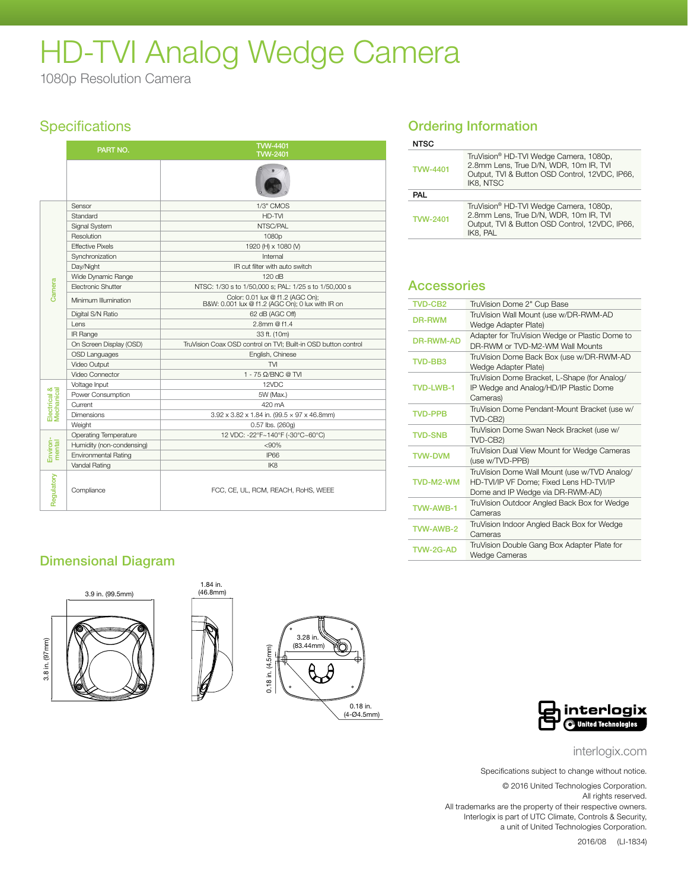# HD-TVI Analog Wedge Camera

1080p Resolution Camera

## Specifications

| | PART NO. | TVW-4401 TVW-2401 |
|---|---|---|
| Camera | Sensor | 1/3" CMOS |
| | Standard | HD-TVI |
| | Signal System | NTSC/PAL |
| | Resolution | 1080p |
| | Effective Pixels | 1920 (H) x 1080 (V) |
| | Synchronization | Internal |
| | Day/Night | IR cut filter with auto switch |
| | Wide Dynamic Range | 120 dB |
| | Electronic Shutter | NTSC: 1/30 s to 1/50,000 s; PAL: 1/25 s to 1/50,000 s |
| | Minimum Illumination | Color: 0.01 lux @ f1.2 (AGC On); B&W: 0.001 lux @ f1.2 (AGC On); 0 lux with IR on |
| | Digital S/N Ratio | 62 dB (AGC Off) |
| | Lens | 2.8mm @ f1.4 |
| | IR Range | 33 ft. (10m) |
| | On Screen Display (OSD) | TruVision Coax OSD control on TVI; Built-in OSD button control |
| | OSD Languages | English, Chinese |
| | Video Output | TVI |
| | Video Connector | 1 - 75 Ω/BNC @ TVI |
| Electrical & Mechanical | Voltage Input | 12VDC |
| | Power Consumption | 5W (Max.) |
| | Current | 420 mA |
| | Dimensions | 3.92 x 3.82 x 1.84 in. (99.5 x 97 x 46.8mm) |
| | Weight | 0.57 lbs. (260g) |
| Environmental | Operating Temperature | 12 VDC: -22°F~140°F (-30°C~60°C) |
| | Humidity (non-condensing) | <90% |
| | Environmental Rating | IP66 |
| | Vandal Rating | IK8 |
| Regulatory | Compliance | FCC, CE, UL, RCM, REACH, RoHS, WEEE |

## Ordering Information

| | |
|---|---|
| **NTSC** | |
| TVW-4401 | TruVision® HD-TVI Wedge Camera, 1080p, 2.8mm Lens, True D/N, WDR, 10m IR, TVI Output, TVI & Button OSD Control, 12VDC, IP66, IK8, NTSC |
| **PAL** | |
| TVW-2401 | TruVision® HD-TVI Wedge Camera, 1080p, 2.8mm Lens, True D/N, WDR, 10m IR, TVI Output, TVI & Button OSD Control, 12VDC, IP66, IK8, PAL |

## Accessories

| | |
|---|---|
| TVD-CB2 | TruVision Dome 2" Cup Base |
| DR-RWM | TruVision Wall Mount (use w/DR-RWM-AD Wedge Adapter Plate) |
| DR-RWM-AD | Adapter for TruVision Wedge or Plastic Dome to DR-RWM or TVD-M2-WM Wall Mounts |
| TVD-BB3 | TruVision Dome Back Box (use w/DR-RWM-AD Wedge Adapter Plate) |
| TVD-LWB-1 | TruVision Dome Bracket, L-Shape (for Analog/ IP Wedge and Analog/HD/IP Plastic Dome Cameras) |
| TVD-PPB | TruVision Dome Pendant-Mount Bracket (use w/ TVD-CB2) |
| TVD-SNB | TruVision Dome Swan Neck Bracket (use w/ TVD-CB2) |
| TVW-DVM | TruVision Dual View Mount for Wedge Cameras (use w/TVD-PPB) |
| TVD-M2-WM | TruVision Dome Wall Mount (use w/TVD Analog/ HD-TVI/IP VF Dome; Fixed Lens HD-TVI/IP Dome and IP Wedge via DR-RWM-AD) |
| TVW-AWB-1 | TruVision Outdoor Angled Back Box for Wedge Cameras |
| TVW-AWB-2 | TruVision Indoor Angled Back Box for Wedge Cameras |
| TVW-2G-AD | TruVision Double Gang Box Adapter Plate for Wedge Cameras |

## Dimensional Diagram

3.9 in. (99.5mm)

3.8 in. (97mm)

1.84 in. (46.8mm)

3.28 in. (83.44mm)

0.18 in. (4.5mm)

0.18 in. (4-Ø4.5mm)

interlogix
United Technologies

interlogix.com

Specifications subject to change without notice.

© 2016 United Technologies Corporation.
All rights reserved.

All trademarks are the property of their respective owners.
Interlogix is part of UTC Climate, Controls & Security,
a unit of United Technologies Corporation.

2016/08 (LI-1834)